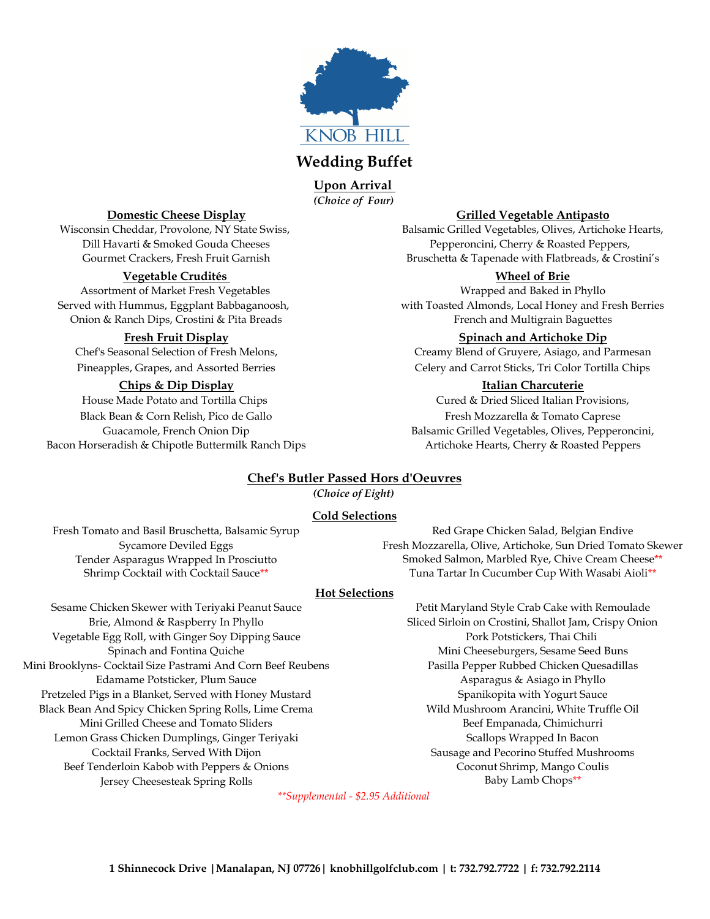KNOB HILL

# Wedding Buffet

## Upon Arrival

***(Choice of Four)***

### Domestic Cheese Display

Wisconsin Cheddar, Provolone, NY State Swiss,
Dill Havarti & Smoked Gouda Cheeses
Gourmet Crackers, Fresh Fruit Garnish

### Vegetable Crudités

Assortment of Market Fresh Vegetables
Served with Hummus, Eggplant Babbaganoosh,
Onion & Ranch Dips, Crostini & Pita Breads

### Fresh Fruit Display

Chef's Seasonal Selection of Fresh Melons,
Pineapples, Grapes, and Assorted Berries

### Chips & Dip Display

House Made Potato and Tortilla Chips
Black Bean & Corn Relish, Pico de Gallo
Guacamole, French Onion Dip
Bacon Horseradish & Chipotle Buttermilk Ranch Dips

### Grilled Vegetable Antipasto

Balsamic Grilled Vegetables, Olives, Artichoke Hearts,
Pepperoncini, Cherry & Roasted Peppers,
Bruschetta & Tapenade with Flatbreads, & Crostini's

### Wheel of Brie

Wrapped and Baked in Phyllo
with Toasted Almonds, Local Honey and Fresh Berries
French and Multigrain Baguettes

### Spinach and Artichoke Dip

Creamy Blend of Gruyere, Asiago, and Parmesan
Celery and Carrot Sticks, Tri Color Tortilla Chips

### Italian Charcuterie

Cured & Dried Sliced Italian Provisions,
Fresh Mozzarella & Tomato Caprese
Balsamic Grilled Vegetables, Olives, Pepperoncini,
Artichoke Hearts, Cherry & Roasted Peppers

## Chef's Butler Passed Hors d'Oeuvres

***(Choice of Eight)***

### Cold Selections

Fresh Tomato and Basil Bruschetta, Balsamic Syrup
Sycamore Deviled Eggs
Tender Asparagus Wrapped In Prosciutto
Shrimp Cocktail with Cocktail Sauce**
Red Grape Chicken Salad, Belgian Endive
Fresh Mozzarella, Olive, Artichoke, Sun Dried Tomato Skewer
Smoked Salmon, Marbled Rye, Chive Cream Cheese**
Tuna Tartar In Cucumber Cup With Wasabi Aioli**

### Hot Selections

Sesame Chicken Skewer with Teriyaki Peanut Sauce
Brie, Almond & Raspberry In Phyllo
Vegetable Egg Roll, with Ginger Soy Dipping Sauce
Spinach and Fontina Quiche
Mini Brooklyns- Cocktail Size Pastrami And Corn Beef Reubens
Edamame Potsticker, Plum Sauce
Pretzeled Pigs in a Blanket, Served with Honey Mustard
Black Bean And Spicy Chicken Spring Rolls, Lime Crema
Mini Grilled Cheese and Tomato Sliders
Lemon Grass Chicken Dumplings, Ginger Teriyaki
Cocktail Franks, Served With Dijon
Beef Tenderloin Kabob with Peppers & Onions
Jersey Cheesesteak Spring Rolls
Petit Maryland Style Crab Cake with Remoulade
Sliced Sirloin on Crostini, Shallot Jam, Crispy Onion
Pork Potstickers, Thai Chili
Mini Cheeseburgers, Sesame Seed Buns
Pasilla Pepper Rubbed Chicken Quesadillas
Asparagus & Asiago in Phyllo
Spanikopita with Yogurt Sauce
Wild Mushroom Arancini, White Truffle Oil
Beef Empanada, Chimichurri
Scallops Wrapped In Bacon
Sausage and Pecorino Stuffed Mushrooms
Coconut Shrimp, Mango Coulis
Baby Lamb Chops**

*\*\*Supplemental - $2.95 Additional*

**1 Shinnecock Drive | Manalapan, NJ 07726 | knobhillgolfclub.com | t: 732.792.7722 | f: 732.792.2114**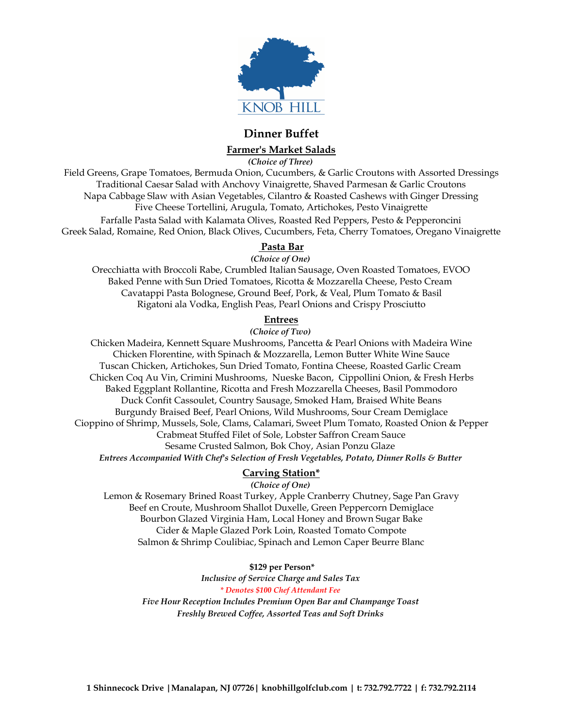KNOB HILL

# Dinner Buffet

## Farmer's Market Salads

*(Choice of Three)*

Field Greens, Grape Tomatoes, Bermuda Onion, Cucumbers, & Garlic Croutons with Assorted Dressings
Traditional Caesar Salad with Anchovy Vinaigrette, Shaved Parmesan & Garlic Croutons
Napa Cabbage Slaw with Asian Vegetables, Cilantro & Roasted Cashews with Ginger Dressing
Five Cheese Tortellini, Arugula, Tomato, Artichokes, Pesto Vinaigrette
Farfalle Pasta Salad with Kalamata Olives, Roasted Red Peppers, Pesto & Pepperoncini
Greek Salad, Romaine, Red Onion, Black Olives, Cucumbers, Feta, Cherry Tomatoes, Oregano Vinaigrette

## Pasta Bar

*(Choice of One)*

Orecchiatta with Broccoli Rabe, Crumbled Italian Sausage, Oven Roasted Tomatoes, EVOO
Baked Penne with Sun Dried Tomatoes, Ricotta & Mozzarella Cheese, Pesto Cream
Cavatappi Pasta Bolognese, Ground Beef, Pork, & Veal, Plum Tomato & Basil
Rigatoni ala Vodka, English Peas, Pearl Onions and Crispy Prosciutto

## Entrees

*(Choice of Two)*

Chicken Madeira, Kennett Square Mushrooms, Pancetta & Pearl Onions with Madeira Wine
Chicken Florentine, with Spinach & Mozzarella, Lemon Butter White Wine Sauce
Tuscan Chicken, Artichokes, Sun Dried Tomato, Fontina Cheese, Roasted Garlic Cream
Chicken Coq Au Vin, Crimini Mushrooms, Nueske Bacon, Cippollini Onion, & Fresh Herbs
Baked Eggplant Rollantine, Ricotta and Fresh Mozzarella Cheeses, Basil Pommodoro
Duck Confit Cassoulet, Country Sausage, Smoked Ham, Braised White Beans
Burgundy Braised Beef, Pearl Onions, Wild Mushrooms, Sour Cream Demiglace
Cioppino of Shrimp, Mussels, Sole, Clams, Calamari, Sweet Plum Tomato, Roasted Onion & Pepper
Crabmeat Stuffed Filet of Sole, Lobster Saffron Cream Sauce
Sesame Crusted Salmon, Bok Choy, Asian Ponzu Glaze

*Entrees Accompanied With Chef's Selection of Fresh Vegetables, Potato, Dinner Rolls & Butter*

## Carving Station*

*(Choice of One)*

Lemon & Rosemary Brined Roast Turkey, Apple Cranberry Chutney, Sage Pan Gravy
Beef en Croute, Mushroom Shallot Duxelle, Green Peppercorn Demiglace
Bourbon Glazed Virginia Ham, Local Honey and Brown Sugar Bake
Cider & Maple Glazed Pork Loin, Roasted Tomato Compote
Salmon & Shrimp Coulibiac, Spinach and Lemon Caper Beurre Blanc

**$129 per Person***

*Inclusive of Service Charge and Sales Tax*

*\* Denotes $100 Chef Attendant Fee*

*Five Hour Reception Includes Premium Open Bar and Champange Toast*

*Freshly Brewed Coffee, Assorted Teas and Soft Drinks*

**1 Shinnecock Drive | Manalapan, NJ 07726 | knobhillgolfclub.com | t: 732.792.7722 | f: 732.792.2114**